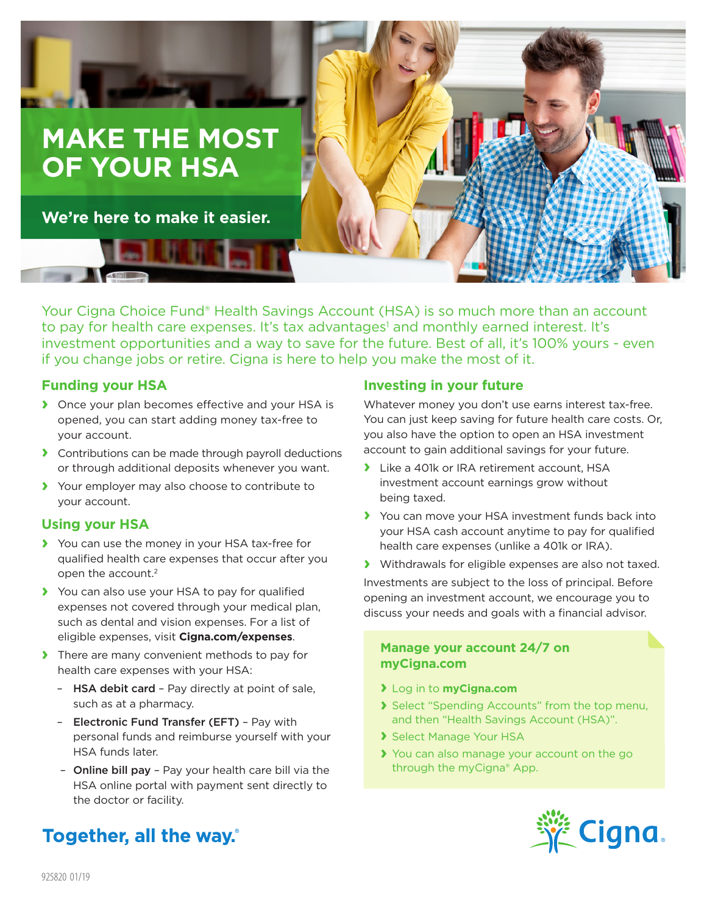# MAKE THE MOST OF YOUR HSA

**We're here to make it easier.**

Your Cigna Choice Fund® Health Savings Account (HSA) is so much more than an account to pay for health care expenses. It's tax advantages[1] and monthly earned interest. It's investment opportunities and a way to save for the future. Best of all, it's 100% yours - even if you change jobs or retire. Cigna is here to help you make the most of it.

## Funding your HSA

- Once your plan becomes effective and your HSA is opened, you can start adding money tax-free to your account.
- Contributions can be made through payroll deductions or through additional deposits whenever you want.
- Your employer may also choose to contribute to your account.

## Using your HSA

- You can use the money in your HSA tax-free for qualified health care expenses that occur after you open the account.[2]
- You can also use your HSA to pay for qualified expenses not covered through your medical plan, such as dental and vision expenses. For a list of eligible expenses, visit **Cigna.com/expenses**.
- There are many convenient methods to pay for health care expenses with your HSA:
  - **HSA debit card** – Pay directly at point of sale, such as at a pharmacy.
  - **Electronic Fund Transfer (EFT)** – Pay with personal funds and reimburse yourself with your HSA funds later.
  - **Online bill pay** – Pay your health care bill via the HSA online portal with payment sent directly to the doctor or facility.

## Investing in your future

Whatever money you don't use earns interest tax-free. You can just keep saving for future health care costs. Or, you also have the option to open an HSA investment account to gain additional savings for your future.

- Like a 401k or IRA retirement account, HSA investment account earnings grow without being taxed.
- You can move your HSA investment funds back into your HSA cash account anytime to pay for qualified health care expenses (unlike a 401k or IRA).
- Withdrawals for eligible expenses are also not taxed.

Investments are subject to the loss of principal. Before opening an investment account, we encourage you to discuss your needs and goals with a financial advisor.

### Manage your account 24/7 on myCigna.com

- Log in to **myCigna.com**
- Select "Spending Accounts" from the top menu, and then "Health Savings Account (HSA)".
- Select Manage Your HSA
- You can also manage your account on the go through the myCigna® App.

**Together, all the way.®**

Cigna.

925820 01/19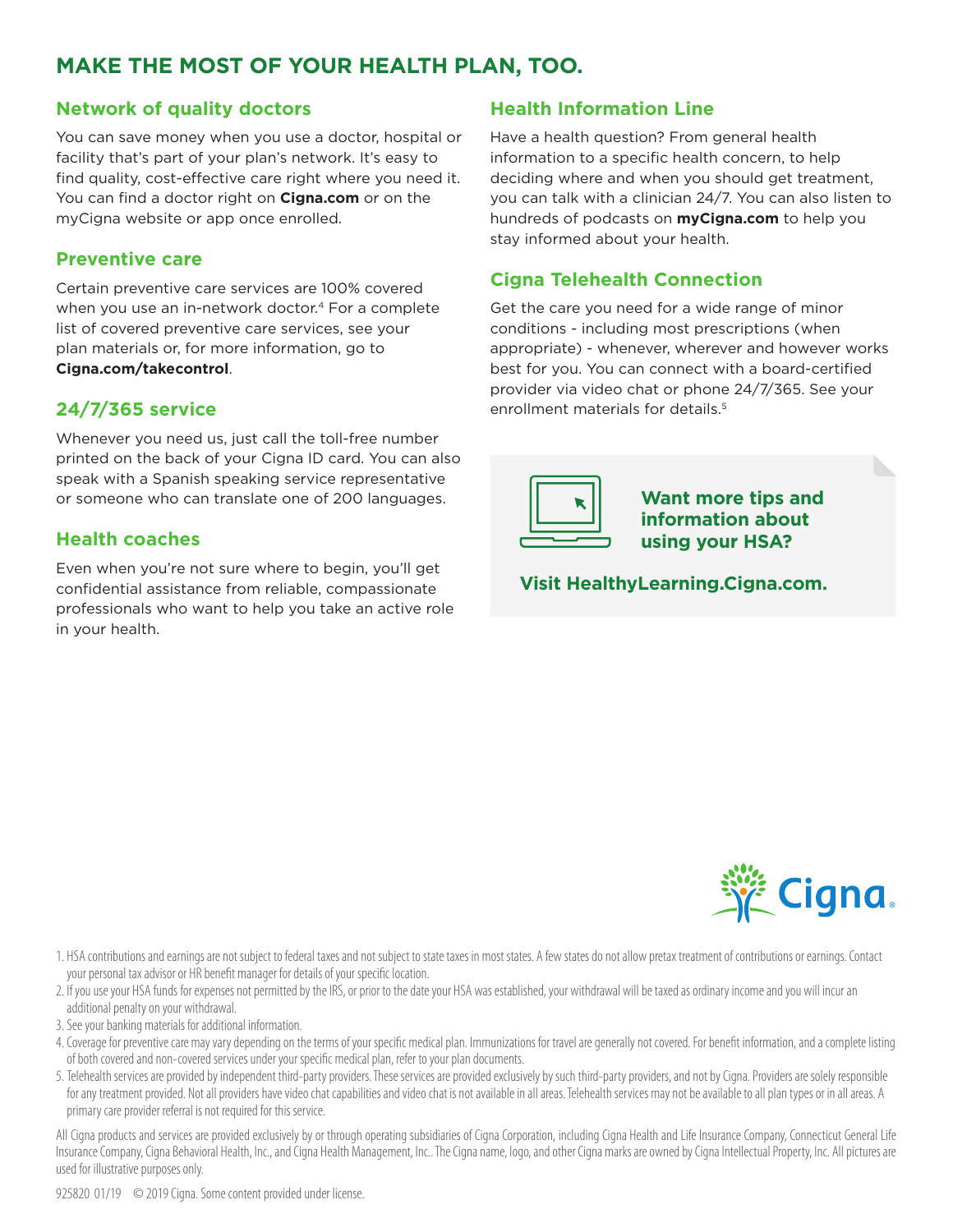# MAKE THE MOST OF YOUR HEALTH PLAN, TOO.

## Network of quality doctors

You can save money when you use a doctor, hospital or facility that's part of your plan's network. It's easy to find quality, cost-effective care right where you need it. You can find a doctor right on **Cigna.com** or on the myCigna website or app once enrolled.

## Preventive care

Certain preventive care services are 100% covered when you use an in-network doctor.[4] For a complete list of covered preventive care services, see your plan materials or, for more information, go to **Cigna.com/takecontrol**.

## 24/7/365 service

Whenever you need us, just call the toll-free number printed on the back of your Cigna ID card. You can also speak with a Spanish speaking service representative or someone who can translate one of 200 languages.

## Health coaches

Even when you're not sure where to begin, you'll get confidential assistance from reliable, compassionate professionals who want to help you take an active role in your health.

## Health Information Line

Have a health question? From general health information to a specific health concern, to help deciding where and when you should get treatment, you can talk with a clinician 24/7. You can also listen to hundreds of podcasts on **myCigna.com** to help you stay informed about your health.

## Cigna Telehealth Connection

Get the care you need for a wide range of minor conditions - including most prescriptions (when appropriate) - whenever, wherever and however works best for you. You can connect with a board-certified provider via video chat or phone 24/7/365. See your enrollment materials for details.[5]

**Want more tips and information about using your HSA?**

**Visit HealthyLearning.Cigna.com.**

1. HSA contributions and earnings are not subject to federal taxes and not subject to state taxes in most states. A few states do not allow pretax treatment of contributions or earnings. Contact your personal tax advisor or HR benefit manager for details of your specific location.
2. If you use your HSA funds for expenses not permitted by the IRS, or prior to the date your HSA was established, your withdrawal will be taxed as ordinary income and you will incur an additional penalty on your withdrawal.
3. See your banking materials for additional information.
4. Coverage for preventive care may vary depending on the terms of your specific medical plan. Immunizations for travel are generally not covered. For benefit information, and a complete listing of both covered and non-covered services under your specific medical plan, refer to your plan documents.
5. Telehealth services are provided by independent third-party providers. These services are provided exclusively by such third-party providers, and not by Cigna. Providers are solely responsible for any treatment provided. Not all providers have video chat capabilities and video chat is not available in all areas. Telehealth services may not be available to all plan types or in all areas. A primary care provider referral is not required for this service.

All Cigna products and services are provided exclusively by or through operating subsidiaries of Cigna Corporation, including Cigna Health and Life Insurance Company, Connecticut General Life Insurance Company, Cigna Behavioral Health, Inc., and Cigna Health Management, Inc.. The Cigna name, logo, and other Cigna marks are owned by Cigna Intellectual Property, Inc. All pictures are used for illustrative purposes only.

925820 01/19 © 2019 Cigna. Some content provided under license.